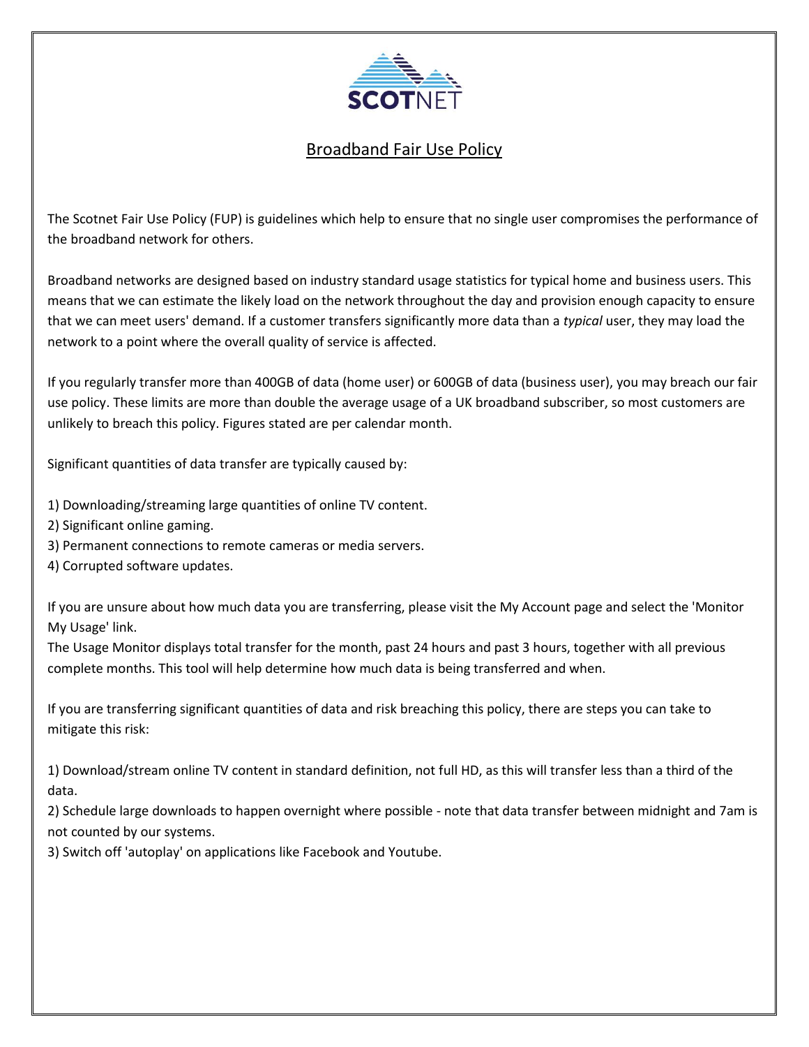SCOTNET

# Broadband Fair Use Policy

The Scotnet Fair Use Policy (FUP) is guidelines which help to ensure that no single user compromises the performance of the broadband network for others.

Broadband networks are designed based on industry standard usage statistics for typical home and business users. This means that we can estimate the likely load on the network throughout the day and provision enough capacity to ensure that we can meet users' demand. If a customer transfers significantly more data than a *typical* user, they may load the network to a point where the overall quality of service is affected.

If you regularly transfer more than 400GB of data (home user) or 600GB of data (business user), you may breach our fair use policy. These limits are more than double the average usage of a UK broadband subscriber, so most customers are unlikely to breach this policy. Figures stated are per calendar month.

Significant quantities of data transfer are typically caused by:

1) Downloading/streaming large quantities of online TV content.
2) Significant online gaming.
3) Permanent connections to remote cameras or media servers.
4) Corrupted software updates.

If you are unsure about how much data you are transferring, please visit the My Account page and select the 'Monitor My Usage' link.
The Usage Monitor displays total transfer for the month, past 24 hours and past 3 hours, together with all previous complete months. This tool will help determine how much data is being transferred and when.

If you are transferring significant quantities of data and risk breaching this policy, there are steps you can take to mitigate this risk:

1) Download/stream online TV content in standard definition, not full HD, as this will transfer less than a third of the data.
2) Schedule large downloads to happen overnight where possible - note that data transfer between midnight and 7am is not counted by our systems.
3) Switch off 'autoplay' on applications like Facebook and Youtube.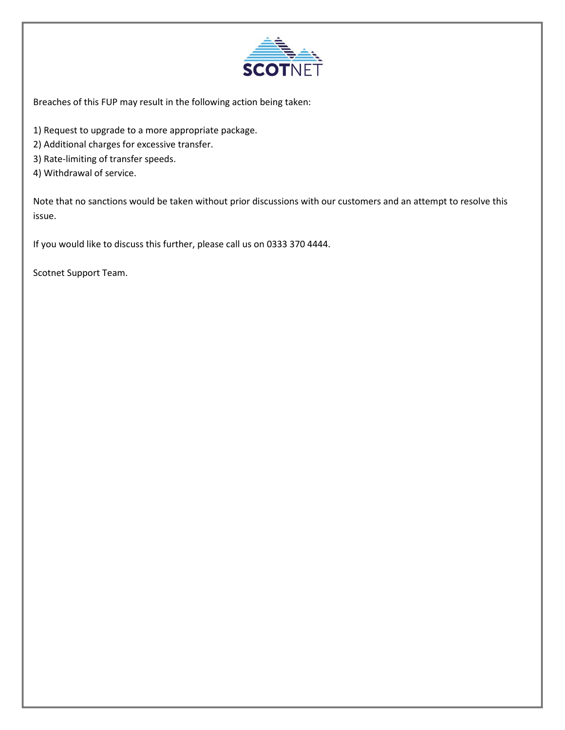Breaches of this FUP may result in the following action being taken:

1) Request to upgrade to a more appropriate package.
2) Additional charges for excessive transfer.
3) Rate-limiting of transfer speeds.
4) Withdrawal of service.

Note that no sanctions would be taken without prior discussions with our customers and an attempt to resolve this issue.

If you would like to discuss this further, please call us on 0333 370 4444.

Scotnet Support Team.